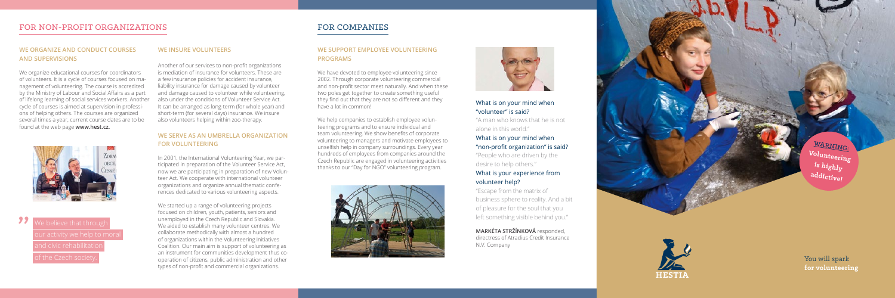# FOR NON-PROFIT ORGANIZATIONS

## WE ORGANIZE AND CONDUCT COURSES AND SUPERVISIONS

We organize educational courses for coordinators of volunteers. It is a cycle of courses focused on management of volunteering. The course is accredited by the Ministry of Labour and Social Affairs as a part of lifelong learning of social services workers. Another cycle of courses is aimed at supervision in professions of helping others. The courses are organized several times a year, current course dates are to be found at the web page **www.hest.cz.**

> We believe that through our activity we help to moral and civic rehabilitation of the Czech society.

## WE INSURE VOLUNTEERS

Another of our services to non-profit organizations is mediation of insurance for volunteers. These are a few insurance policies for accident insurance, liability insurance for damage caused by volunteer and damage caused to volunteer while volunteering, also under the conditions of Volunteer Service Act. It can be arranged as long-term (for whole year) and short-term (for several days) insurance. We insure also volunteers helping within zoo-therapy.

## WE SERVE AS AN UMBRELLA ORGANIZATION FOR VOLUNTEERING

In 2001, the International Volunteering Year, we participated in preparation of the Volunteer Service Act, now we are participating in preparation of new Volunteer Act. We cooperate with international volunteer organizations and organize annual thematic conferences dedicated to various volunteering aspects.

We started up a range of volunteering projects focused on children, youth, patients, seniors and unemployed in the Czech Republic and Slovakia. We aided to establish many volunteer centres. We collaborate methodically with almost a hundred of organizations within the Volunteering Initiatives Coalition. Our main aim is support of volunteering as an instrument for communities development thus co-operation of citizens, public administration and other types of non-profit and commercial organizations.

# FOR COMPANIES

## WE SUPPORT EMPLOYEE VOLUNTEERING PROGRAMS

We have devoted to employee volunteering since 2002. Through corporate volunteering commercial and non-profit sector meet naturally. And when these two poles get together to create something useful they find out that they are not so different and they have a lot in common!

We help companies to establish employee volunteering programs and to ensure individual and team volunteering. We show benefits of corporate volunteering to managers and motivate employees to unselfish help in company surroundings. Every year hundreds of employees from companies around the Czech Republic are engaged in volunteering activities thanks to our "Day for NGO" volunteering program.

### What is on your mind when "volunteer" is said?

"A man who knows that he is not alone in this world."

### What is on your mind when "non-profit organization" is said?

"People who are driven by the desire to help others."

### What is your experience from volunteer help?

"Escape from the matrix of business sphere to reality. And a bit of pleasure for the soul that you left something visible behind you."

**MARKÉTA STRŽÍNKOVÁ** responded, directress of Atradius Credit Insurance N.V. Company

**WARNING:** Volunteering is highly addictive!

HESTIA

You will spark **for volunteering**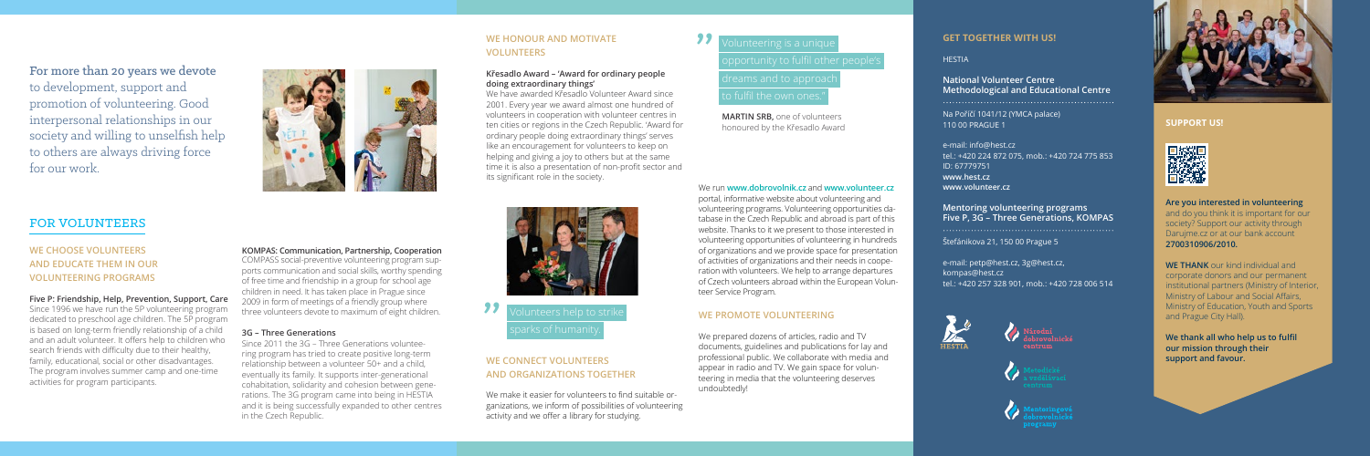For more than 20 years we devote to development, support and promotion of volunteering. Good interpersonal relationships in our society and willing to unselfish help to others are always driving force for our work.

## FOR VOLUNTEERS

### WE CHOOSE VOLUNTEERS AND EDUCATE THEM IN OUR VOLUNTEERING PROGRAMS

**Five P: Friendship, Help, Prevention, Support, Care**
Since 1996 we have run the 5P volunteering program dedicated to preschool age children. The 5P program is based on long-term friendly relationship of a child and an adult volunteer. It offers help to children who search friends with difficulty due to their healthy, family, educational, social or other disadvantages. The program involves summer camp and one-time activities for program participants.

**KOMPAS: Communication, Partnership, Cooperation**
COMPASS social-preventive volunteering program supports communication and social skills, worthy spending of free time and friendship in a group for school age children in need. It has taken place in Prague since 2009 in form of meetings of a friendly group where three volunteers devote to maximum of eight children.

**3G – Three Generations**
Since 2011 the 3G – Three Generations volunteering program has tried to create positive long-term relationship between a volunteer 50+ and a child, eventually its family. It supports inter-generational cohabitation, solidarity and cohesion between generations. The 3G program came into being in HESTIA and it is being successfully expanded to other centres in the Czech Republic.

### WE HONOUR AND MOTIVATE VOLUNTEERS

**Křesadlo Award – 'Award for ordinary people doing extraordinary things'**
We have awarded Křesadlo Volunteer Award since 2001. Every year we award almost one hundred of volunteers in cooperation with volunteer centres in ten cities or regions in the Czech Republic. 'Award for ordinary people doing extraordinary things' serves like an encouragement for volunteers to keep on helping and giving a joy to others but at the same time it is also a presentation of non-profit sector and its significant role in the society.

> "Volunteers help to strike sparks of humanity."

### WE CONNECT VOLUNTEERS AND ORGANIZATIONS TOGETHER

We make it easier for volunteers to find suitable organizations, we inform of possibilities of volunteering activity and we offer a library for studying.

> "Volunteering is a unique opportunity to fulfil other people's dreams and to approach to fulfil the own ones."

**MARTIN SRB,** one of volunteers honoured by the Křesadlo Award

We run **www.dobrovolnik.cz** and **www.volunteer.cz** portal, informative website about volunteering and volunteering programs. Volunteering opportunities database in the Czech Republic and abroad is part of this website. Thanks to it we present to those interested in volunteering opportunities of volunteering in hundreds of organizations and we provide space for presentation of activities of organizations and their needs in cooperation with volunteers. We help to arrange departures of Czech volunteers abroad within the European Volunteer Service Program.

### WE PROMOTE VOLUNTEERING

We prepared dozens of articles, radio and TV documents, guidelines and publications for lay and professional public. We collaborate with media and appear in radio and TV. We gain space for volunteering in media that the volunteering deserves undoubtedly!

## GET TOGETHER WITH US!

HESTIA

**National Volunteer Centre Methodological and Educational Centre**

Na Poříčí 1041/12 (YMCA palace)
110 00 PRAGUE 1

e-mail: info@hest.cz
tel.: +420 224 872 075, mob.: +420 724 775 853
ID: 67779751
**www.hest.cz**
**www.volunteer.cz**

**Mentoring volunteering programs Five P, 3G – Three Generations, KOMPAS**

Štefánikova 21, 150 00 Prague 5

e-mail: petp@hest.cz, 3g@hest.cz, kompas@hest.cz
tel.: +420 257 328 901, mob.: +420 728 006 514

HESTIA

Národní dobrovolnické centrum

Metodické a vzdělávací centrum

Mentoringové dobrovolnické programy

## SUPPORT US!

**Are you interested in volunteering** and do you think it is important for our society? Support our activity through Darujme.cz or at our bank account **2700310906/2010.**

**WE THANK** our kind individual and corporate donors and our permanent institutional partners (Ministry of Interior, Ministry of Labour and Social Affairs, Ministry of Education, Youth and Sports and Prague City Hall).

**We thank all who help us to fulfil our mission through their support and favour.**